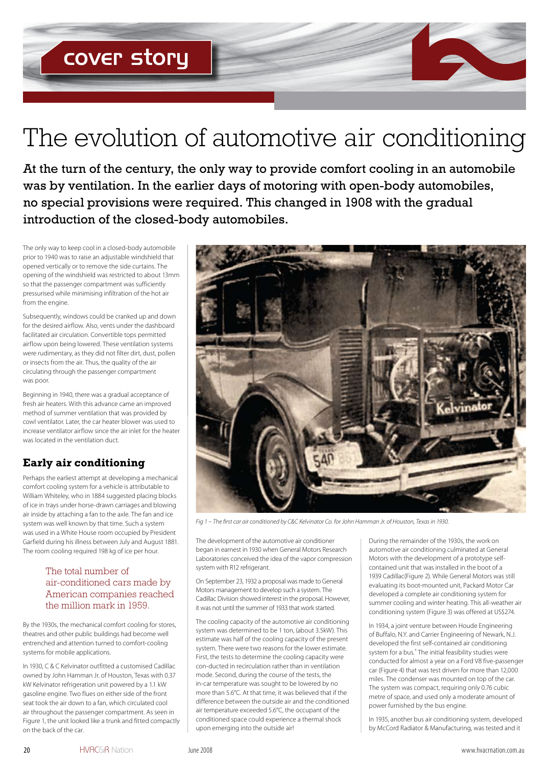# The evolution of automotive air conditioning

**At the turn of the century, the only way to provide comfort cooling in an automobile was by ventilation. In the earlier days of motoring with open-body automobiles, no special provisions were required. This changed in 1908 with the gradual introduction of the closed-body automobiles.**

The only way to keep cool in a closed-body automobile prior to 1940 was to raise an adjustable windshield that opened vertically or to remove the side curtains. The opening of the windshield was restricted to about 13mm so that the passenger compartment was sufficiently pressurised while minimising infiltration of the hot air from the engine.

Subsequently, windows could be cranked up and down for the desired airflow. Also, vents under the dashboard facilitated air circulation. Convertible tops permitted airflow upon being lowered. These ventilation systems were rudimentary, as they did not filter dirt, dust, pollen or insects from the air. Thus, the quality of the air circulating through the passenger compartment was poor.

Beginning in 1940, there was a gradual acceptance of fresh air heaters. With this advance came an improved method of summer ventilation that was provided by cowl ventilator. Later, the car heater blower was used to increase ventilator airflow since the air inlet for the heater was located in the ventilation duct.

## Early air conditioning

Perhaps the earliest attempt at developing a mechanical comfort cooling system for a vehicle is attributable to William Whiteley, who in 1884 suggested placing blocks of ice in trays under horse-drawn carriages and blowing air inside by attaching a fan to the axle. The fan and ice system was well known by that time. Such a system was used in a White House room occupied by President Garfield during his illness between July and August 1881. The room cooling required 198 kg of ice per hour.

> The total number of air-conditioned cars made by American companies reached the million mark in 1959.

By the 1930s, the mechanical comfort cooling for stores, theatres and other public buildings had become well entrenched and attention turned to comfort-cooling systems for mobile applications.

In 1930, C & C Kelvinator outfitted a customised Cadillac owned by John Hamman Jr. of Houston, Texas with 0.37 kW Kelvinator refrigeration unit powered by a 1.1 kW gasoline engine. Two flues on either side of the front seat took the air down to a fan, which circulated cool air throughout the passenger compartment. As seen in Figure 1, the unit looked like a trunk and fitted compactly on the back of the car.

*Fig 1 – The first car air conditioned by C&C Kelvinator Co. for John Hamman Jr. of Houston, Texas in 1930.*

The development of the automotive air conditioner began in earnest in 1930 when General Motors Research Laboratories conceived the idea of the vapor compression system with R12 refrigerant.

On September 23, 1932 a proposal was made to General Motors management to develop such a system. The Cadillac Division showed interest in the proposal. However, it was not until the summer of 1933 that work started.

The cooling capacity of the automotive air conditioning system was determined to be 1 ton, (about 3.5kW). This estimate was half of the cooling capacity of the present system. There were two reasons for the lower estimate. First, the tests to determine the cooling capacity were con-ducted in recirculation rather than in ventilation mode. Second, during the course of the tests, the in-car temperature was sought to be lowered by no more than 5.6°C. At that time, it was believed that if the difference between the outside air and the conditioned air temperature exceeded 5.6°C, the occupant of the conditioned space could experience a thermal shock upon emerging into the outside air!

During the remainder of the 1930s, the work on automotive air conditioning culminated at General Motors with the development of a prototype self-contained unit that was installed in the boot of a 1939 Cadillac(Figure 2). While General Motors was still evaluating its boot-mounted unit, Packard Motor Car developed a complete air conditioning system for summer cooling and winter heating. This all-weather air conditioning system (Figure 3) was offered at US$274.

In 1934, a joint venture between Houde Engineering of Buffalo, N.Y. and Carrier Engineering of Newark, N.J. developed the first self-contained air conditioning system for a bus.[4] The initial feasibility studies were conducted for almost a year on a Ford V8 five-passenger car (Figure 4) that was test driven for more than 12,000 miles. The condenser was mounted on top of the car. The system was compact, requiring only 0.76 cubic metre of space, and used only a moderate amount of power furnished by the bus engine.

In 1935, another bus air conditioning system, developed by McCord Radiator & Manufacturing, was tested and it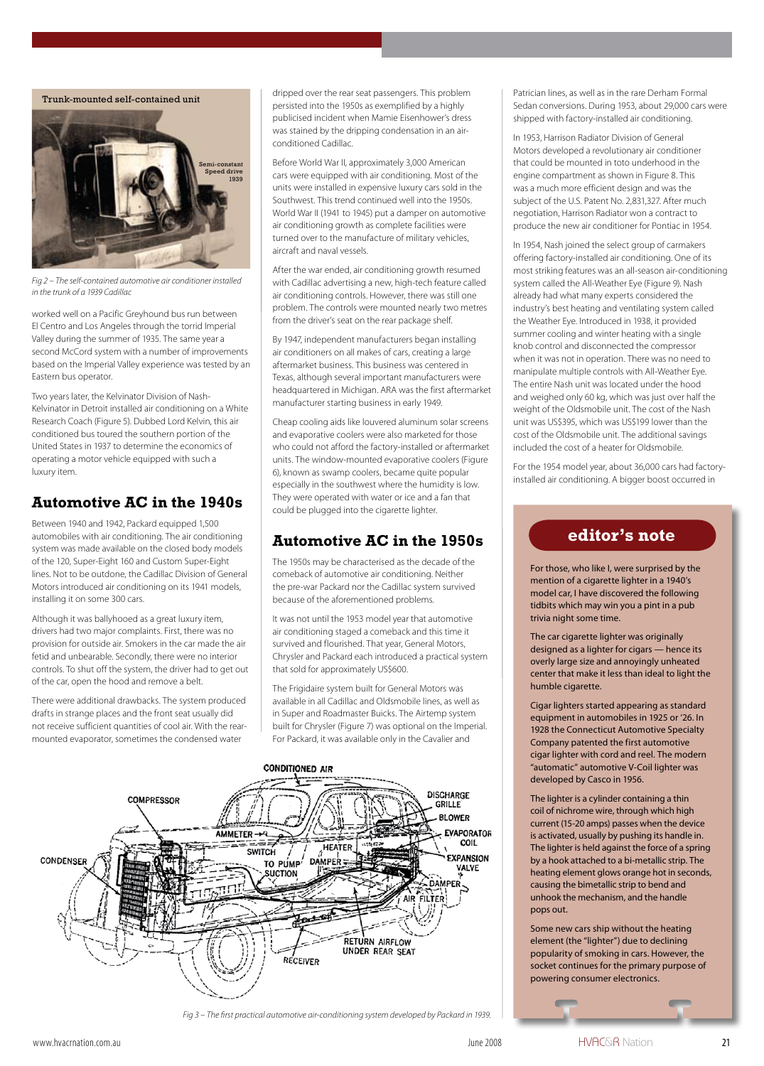Trunk-mounted self-contained unit

Semi-constant Speed drive 1939

*Fig 2 – The self-contained automotive air conditioner installed in the trunk of a 1939 Cadillac*

worked well on a Pacific Greyhound bus run between El Centro and Los Angeles through the torrid Imperial Valley during the summer of 1935. The same year a second McCord system with a number of improvements based on the Imperial Valley experience was tested by an Eastern bus operator.

Two years later, the Kelvinator Division of Nash-Kelvinator in Detroit installed air conditioning on a White Research Coach (Figure 5). Dubbed Lord Kelvin, this air conditioned bus toured the southern portion of the United States in 1937 to determine the economics of operating a motor vehicle equipped with such a luxury item.

## Automotive AC in the 1940s

Between 1940 and 1942, Packard equipped 1,500 automobiles with air conditioning. The air conditioning system was made available on the closed body models of the 120, Super-Eight 160 and Custom Super-Eight lines. Not to be outdone, the Cadillac Division of General Motors introduced air conditioning on its 1941 models, installing it on some 300 cars.

Although it was ballyhooed as a great luxury item, drivers had two major complaints. First, there was no provision for outside air. Smokers in the car made the air fetid and unbearable. Secondly, there were no interior controls. To shut off the system, the driver had to get out of the car, open the hood and remove a belt.

There were additional drawbacks. The system produced drafts in strange places and the front seat usually did not receive sufficient quantities of cool air. With the rear-mounted evaporator, sometimes the condensed water dripped over the rear seat passengers. This problem persisted into the 1950s as exemplified by a highly publicised incident when Mamie Eisenhower's dress was stained by the dripping condensation in an air-conditioned Cadillac.

Before World War II, approximately 3,000 American cars were equipped with air conditioning. Most of the units were installed in expensive luxury cars sold in the Southwest. This trend continued well into the 1950s. World War II (1941 to 1945) put a damper on automotive air conditioning growth as complete facilities were turned over to the manufacture of military vehicles, aircraft and naval vessels.

After the war ended, air conditioning growth resumed with Cadillac advertising a new, high-tech feature called air conditioning controls. However, there was still one problem. The controls were mounted nearly two metres from the driver's seat on the rear package shelf.

By 1947, independent manufacturers began installing air conditioners on all makes of cars, creating a large aftermarket business. This business was centered in Texas, although several important manufacturers were headquartered in Michigan. ARA was the first aftermarket manufacturer starting business in early 1949.

Cheap cooling aids like louvered aluminum solar screens and evaporative coolers were also marketed for those who could not afford the factory-installed or aftermarket units. The window-mounted evaporative coolers (Figure 6), known as swamp coolers, became quite popular especially in the southwest where the humidity is low. They were operated with water or ice and a fan that could be plugged into the cigarette lighter.

## Automotive AC in the 1950s

The 1950s may be characterised as the decade of the comeback of automotive air conditioning. Neither the pre-war Packard nor the Cadillac system survived because of the aforementioned problems.

It was not until the 1953 model year that automotive air conditioning staged a comeback and this time it survived and flourished. That year, General Motors, Chrysler and Packard each introduced a practical system that sold for approximately US$600.

The Frigidaire system built for General Motors was available in all Cadillac and Oldsmobile lines, as well as in Super and Roadmaster Buicks. The Airtemp system built for Chrysler (Figure 7) was optional on the Imperial. For Packard, it was available only in the Cavalier and Patrician lines, as well as in the rare Derham Formal Sedan conversions. During 1953, about 29,000 cars were shipped with factory-installed air conditioning.

In 1953, Harrison Radiator Division of General Motors developed a revolutionary air conditioner that could be mounted in toto underhood in the engine compartment as shown in Figure 8. This was a much more efficient design and was the subject of the U.S. Patent No. 2,831,327. After much negotiation, Harrison Radiator won a contract to produce the new air conditioner for Pontiac in 1954.

In 1954, Nash joined the select group of carmakers offering factory-installed air conditioning. One of its most striking features was an all-season air-conditioning system called the All-Weather Eye (Figure 9). Nash already had what many experts considered the industry's best heating and ventilating system called the Weather Eye. Introduced in 1938, it provided summer cooling and winter heating with a single knob control and disconnected the compressor when it was not in operation. There was no need to manipulate multiple controls with All-Weather Eye. The entire Nash unit was located under the hood and weighed only 60 kg, which was just over half the weight of the Oldsmobile unit. The cost of the Nash unit was US$395, which was US$199 lower than the cost of the Oldsmobile unit. The additional savings included the cost of a heater for Oldsmobile.

For the 1954 model year, about 36,000 cars had factory-installed air conditioning. A bigger boost occurred in

CONDITIONED AIR, COMPRESSOR, CONDENSER, AMMETER, SWITCH, TO PUMP SUCTION, HEATER, DAMPER, DISCHARGE GRILLE, BLOWER, EVAPORATOR COIL, EXPANSION VALVE, DAMPER, AIR FILTER, RETURN AIRFLOW UNDER REAR SEAT, RECEIVER

*Fig 3 – The first practical automotive air-conditioning system developed by Packard in 1939.*

## editor's note

For those, who like I, were surprised by the mention of a cigarette lighter in a 1940's model car, I have discovered the following tidbits which may win you a pint in a pub trivia night some time.

The car cigarette lighter was originally designed as a lighter for cigars — hence its overly large size and annoyingly unheated center that make it less than ideal to light the humble cigarette.

Cigar lighters started appearing as standard equipment in automobiles in 1925 or '26. In 1928 the Connecticut Automotive Specialty Company patented the first automotive cigar lighter with cord and reel. The modern "automatic" automotive V-Coil lighter was developed by Casco in 1956.

The lighter is a cylinder containing a thin coil of nichrome wire, through which high current (15-20 amps) passes when the device is activated, usually by pushing its handle in. The lighter is held against the force of a spring by a hook attached to a bi-metallic strip. The heating element glows orange hot in seconds, causing the bimetallic strip to bend and unhook the mechanism, and the handle pops out.

Some new cars ship without the heating element (the "lighter") due to declining popularity of smoking in cars. However, the socket continues for the primary purpose of powering consumer electronics.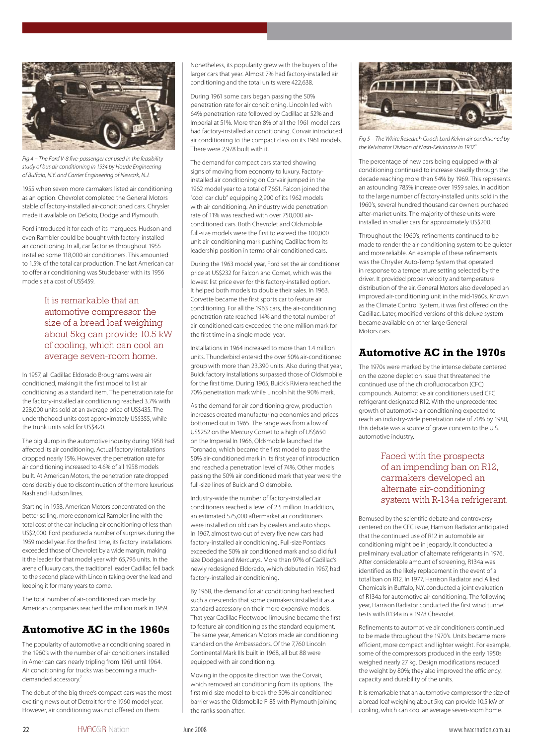Fig 4 – The Ford V-8 five-passenger car used in the feasibility study of bus air conditioning in 1934 by Houde Engineering of Buffalo, N.Y. and Carrier Engineering of Newark, N.J.

1955 when seven more carmakers listed air conditioning as an option. Chevrolet completed the General Motors stable of factory-installed air-conditioned cars. Chrysler made it available on DeSoto, Dodge and Plymouth.

Ford introduced it for each of its marquees. Hudson and even Rambler could be bought with factory-installed air conditioning. In all, car factories throughout 1955 installed some 118,000 air conditioners. This amounted to 1.5% of the total car production. The last American car to offer air conditioning was Studebaker with its 1956 models at a cost of US$459.

> It is remarkable that an automotive compressor the size of a bread loaf weighing about 5kg can provide 10.5 kW of cooling, which can cool an average seven-room home.

In 1957, all Cadillac Eldorado Broughams were air conditioned, making it the first model to list air conditioning as a standard item. The penetration rate for the factory-installed air conditioning reached 3.7% with 228,000 units sold at an average price of US$435. The underthehood units cost approximately US$355, while the trunk units sold for US$420.

The big slump in the automotive industry during 1958 had affected its air conditioning. Actual factory installations dropped nearly 15%. However, the penetration rate for air conditioning increased to 4.6% of all 1958 models built. At American Motors, the penetration rate dropped considerably due to discontinuation of the more luxurious Nash and Hudson lines.

Starting in 1958, American Motors concentrated on the better selling, more economical Rambler line with the total cost of the car including air conditioning of less than US$2,000. Ford produced a number of surprises during the 1959 model year. For the first time, its factory installations exceeded those of Chevrolet by a wide margin, making it the leader for that model year with 65,796 units. In the arena of luxury cars, the traditional leader Cadillac fell back to the second place with Lincoln taking over the lead and keeping it for many years to come.

The total number of air-conditioned cars made by American companies reached the million mark in 1959.

## Automotive AC in the 1960s

The popularity of automotive air conditioning soared in the 1960's with the number of air conditioners installed in American cars nearly tripling from 1961 until 1964. Air conditioning for trucks was becoming a much-demanded accessory.[7]

The debut of the big three's compact cars was the most exciting news out of Detroit for the 1960 model year. However, air conditioning was not offered on them. Nonetheless, its popularity grew with the buyers of the larger cars that year. Almost 7% had factory-installed air conditioning and the total units were 422,638.

During 1961 some cars began passing the 50% penetration rate for air conditioning. Lincoln led with 64% penetration rate followed by Cadillac at 52% and Imperial at 51%. More than 8% of all the 1961 model cars had factory-installed air conditioning. Corvair introduced air conditioning to the compact class on its 1961 models. There were 2,978 built with it.

The demand for compact cars started showing signs of moving from economy to luxury. Factory-installed air conditioning on Corvair jumped in the 1962 model year to a total of 7,651. Falcon joined the "cool car club" equipping 2,900 of its 1962 models with air conditioning. An industry wide penetration rate of 11% was reached with over 750,000 air-conditioned cars. Both Chevrolet and Oldsmobile full-size models were the first to exceed the 100,000 unit air-conditioning mark pushing Cadillac from its leadership position in terms of air conditioned cars.

During the 1963 model year, Ford set the air conditioner price at US$232 for Falcon and Comet, which was the lowest list price ever for this factory-installed option. It helped both models to double their sales. In 1963, Corvette became the first sports car to feature air conditioning. For all the 1963 cars, the air-conditioning penetration rate reached 14% and the total number of air-conditioned cars exceeded the one million mark for the first time in a single model year.

Installations in 1964 increased to more than 1.4 million units. Thunderbird entered the over 50% air-conditioned group with more than 23,390 units. Also during that year, Buick factory installations surpassed those of Oldsmobile for the first time. During 1965, Buick's Riviera reached the 70% penetration mark while Lincoln hit the 90% mark.

As the demand for air conditioning grew, production increases created manufacturing economies and prices bottomed out in 1965. The range was from a low of US$252 on the Mercury Comet to a high of US$650 on the Imperial.In 1966, Oldsmobile launched the Toronado, which became the first model to pass the 50% air-conditioned mark in its first year of introduction and reached a penetration level of 74%. Other models passing the 50% air conditioned mark that year were the full-size lines of Buick and Oldsmobile.

Industry-wide the number of factory-installed air conditioners reached a level of 2.5 million. In addition, an estimated 575,000 aftermarket air conditioners were installed on old cars by dealers and auto shops. In 1967, almost two out of every five new cars had factory-installed air conditioning. Full-size Pontiacs exceeded the 50% air conditioned mark and so did full size Dodges and Mercurys. More than 97% of Cadillac's newly redesigned Eldorado, which debuted in 1967, had factory-installed air conditioning.

By 1968, the demand for air conditioning had reached such a crescendo that some carmakers installed it as a standard accessory on their more expensive models. That year Cadillac Fleetwood limousine became the first to feature air conditioning as the standard equipment. The same year, American Motors made air conditioning standard on the Ambassadors. Of the 7,760 Lincoln Continental Mark IIIs built in 1968, all but 88 were equipped with air conditioning.

Moving in the opposite direction was the Corvair, which removed air conditioning from its options. The first mid-size model to break the 50% air conditioned barrier was the Oldsmobile F-85 with Plymouth joining the ranks soon after.

Fig 5 – The White Research Coach Lord Kelvin air conditioned by the Kelvinator Division of Nash-Kelvinator in 1937.[5]

The percentage of new cars being equipped with air conditioning continued to increase steadily through the decade reaching more than 54% by 1969. This represents an astounding 785% increase over 1959 sales. In addition to the large number of factory-installed units sold in the 1960's, several hundred thousand car owners purchased after-market units. The majority of these units were installed in smaller cars for approximately US$200.

Throughout the 1960's, refinements continued to be made to render the air-conditioning system to be quieter and more reliable. An example of these refinements was the Chrysler Auto-Temp System that operated in response to a temperature setting selected by the driver. It provided proper velocity and temperature distribution of the air. General Motors also developed an improved air-conditioning unit in the mid-1960s. Known as the Climate Control System, it was first offered on the Cadillac. Later, modified versions of this deluxe system became available on other large General Motors cars.

## Automotive AC in the 1970s

The 1970s were marked by the intense debate centered on the ozone depletion issue that threatened the continued use of the chlorofluorocarbon (CFC) compounds. Automotive air conditioners used CFC refrigerant designated R12. With the unprecedented growth of automotive air conditioning expected to reach an industry-wide penetration rate of 70% by 1980, this debate was a source of grave concern to the U.S. automotive industry.

> Faced with the prospects of an impending ban on R12, carmakers developed an alternate air-conditioning system with R-134a refrigerant.

Bemused by the scientific debate and controversy centered on the CFC issue, Harrison Radiator anticipated that the continued use of R12 in automobile air conditioning might be in jeopardy. It conducted a preliminary evaluation of alternate refrigerants in 1976. After considerable amount of screening, R134a was identified as the likely replacement in the event of a total ban on R12. In 1977, Harrison Radiator and Allied Chemicals in Buffalo, N.Y. conducted a joint evaluation of R134a for automotive air conditioning. The following year, Harrison Radiator conducted the first wind tunnel tests with R134a in a 1978 Chevrolet.

Refinements to automotive air conditioners continued to be made throughout the 1970's. Units became more efficient, more compact and lighter weight. For example, some of the compressors produced in the early 1950s weighed nearly 27 kg. Design modifications reduced the weight by 80%; they also improved the efficiency, capacity and durability of the units.

It is remarkable that an automotive compressor the size of a bread loaf weighing about 5kg can provide 10.5 kW of cooling, which can cool an average seven-room home.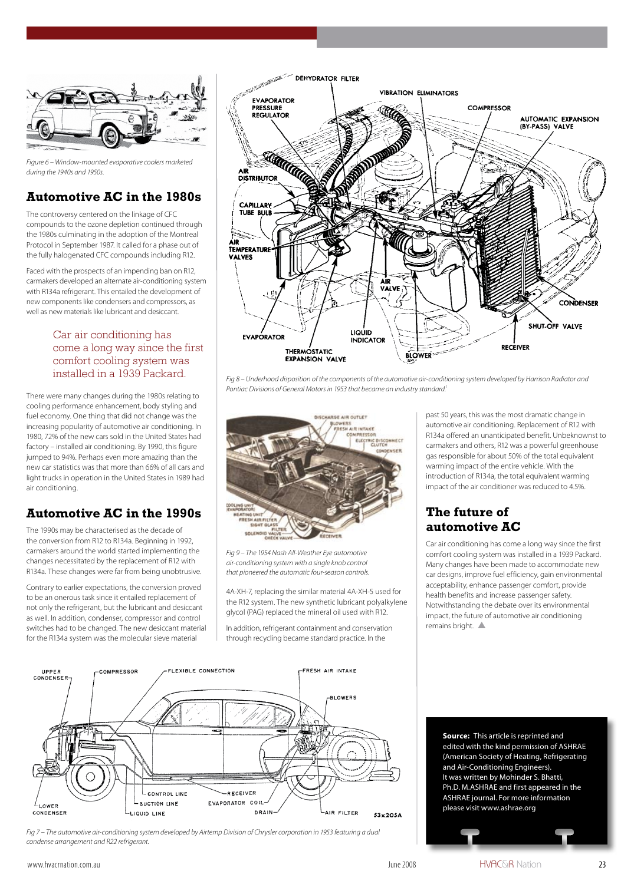Figure 6 – Window-mounted evaporative coolers marketed during the 1940s and 1950s.

## Automotive AC in the 1980s

The controversy centered on the linkage of CFC compounds to the ozone depletion continued through the 1980s culminating in the adoption of the Montreal Protocol in September 1987. It called for a phase out of the fully halogenated CFC compounds including R12.

Faced with the prospects of an impending ban on R12, carmakers developed an alternate air-conditioning system with R134a refrigerant. This entailed the development of new components like condensers and compressors, as well as new materials like lubricant and desiccant.

> Car air conditioning has come a long way since the first comfort cooling system was installed in a 1939 Packard.

There were many changes during the 1980s relating to cooling performance enhancement, body styling and fuel economy. One thing that did not change was the increasing popularity of automotive air conditioning. In 1980, 72% of the new cars sold in the United States had factory – installed air conditioning. By 1990, this figure jumped to 94%. Perhaps even more amazing than the new car statistics was that more than 66% of all cars and light trucks in operation in the United States in 1989 had air conditioning.

## Automotive AC in the 1990s

The 1990s may be characterised as the decade of the conversion from R12 to R134a. Beginning in 1992, carmakers around the world started implementing the changes necessitated by the replacement of R12 with R134a. These changes were far from being unobtrusive.

Contrary to earlier expectations, the conversion proved to be an onerous task since it entailed replacement of not only the refrigerant, but the lubricant and desiccant as well. In addition, condenser, compressor and control switches had to be changed. The new desiccant material for the R134a system was the molecular sieve material 4A-XH-7, replacing the similar material 4A-XH-5 used for the R12 system. The new synthetic lubricant polyalkylene glycol (PAG) replaced the mineral oil used with R12.

In addition, refrigerant containment and conservation through recycling became standard practice. In the past 50 years, this was the most dramatic change in automotive air conditioning. Replacement of R12 with R134a offered an unanticipated benefit. Unbeknownst to carmakers and others, R12 was a powerful greenhouse gas responsible for about 50% of the total equivalent warming impact of the entire vehicle. With the introduction of R134a, the total equivalent warming impact of the air conditioner was reduced to 4.5%.

DEHYDRATOR FILTER
VIBRATION ELIMINATORS
EVAPORATOR PRESSURE REGULATOR
COMPRESSOR
AUTOMATIC EXPANSION (BY-PASS) VALVE
AIR DISTRIBUTOR
CAPILLARY TUBE BULB
AIR TEMPERATURE VALVES
AIR VALVE
CONDENSER
SHUT-OFF VALVE
EVAPORATOR
LIQUID INDICATOR
THERMOSTATIC EXPANSION VALVE
BLOWER
RECEIVER

Fig 8 – Underhood disposition of the components of the automotive air-conditioning system developed by Harrison Radiator and Pontiac Divisions of General Motors in 1953 that became an industry standard.[1]

DISCHARGE AIR OUTLET
BLOWERS
FRESH AIR INTAKE
COMPRESSOR
ELECTRIC DISCONNECT CLUTCH
CONDENSER
COOLING UNIT (EVAPORATOR)
HEATING UNIT
FRESH AIR FILTER
SIGHT GLASS
FILTER
SOLENOID VALVE
CHECK VALVE
RECEIVER

Fig 9 – The 1954 Nash All-Weather Eye automotive air-conditioning system with a single knob control that pioneered the automatic four-season controls.

## The future of automotive AC

Car air conditioning has come a long way since the first comfort cooling system was installed in a 1939 Packard. Many changes have been made to accommodate new car designs, improve fuel efficiency, gain environmental acceptability, enhance passenger comfort, provide health benefits and increase passenger safety. Notwithstanding the debate over its environmental impact, the future of automotive air conditioning remains bright. ▲

UPPER CONDENSER
COMPRESSOR
FLEXIBLE CONNECTION
FRESH AIR INTAKE
BLOWERS
LOWER CONDENSER
CONTROL LINE
SUCTION LINE
LIQUID LINE
RECEIVER
EVAPORATOR COIL
DRAIN
AIR FILTER
53x205A

Fig 7 – The automotive air-conditioning system developed by Airtemp Division of Chrysler corporation in 1953 featuring a dual condense arrangement and R22 refrigerant.

**Source:** This article is reprinted and edited with the kind permission of ASHRAE (American Society of Heating, Refrigerating and Air-Conditioning Engineers). It was written by Mohinder S. Bhatti, Ph.D. M.ASHRAE and first appeared in the ASHRAE journal. For more information please visit www.ashrae.org